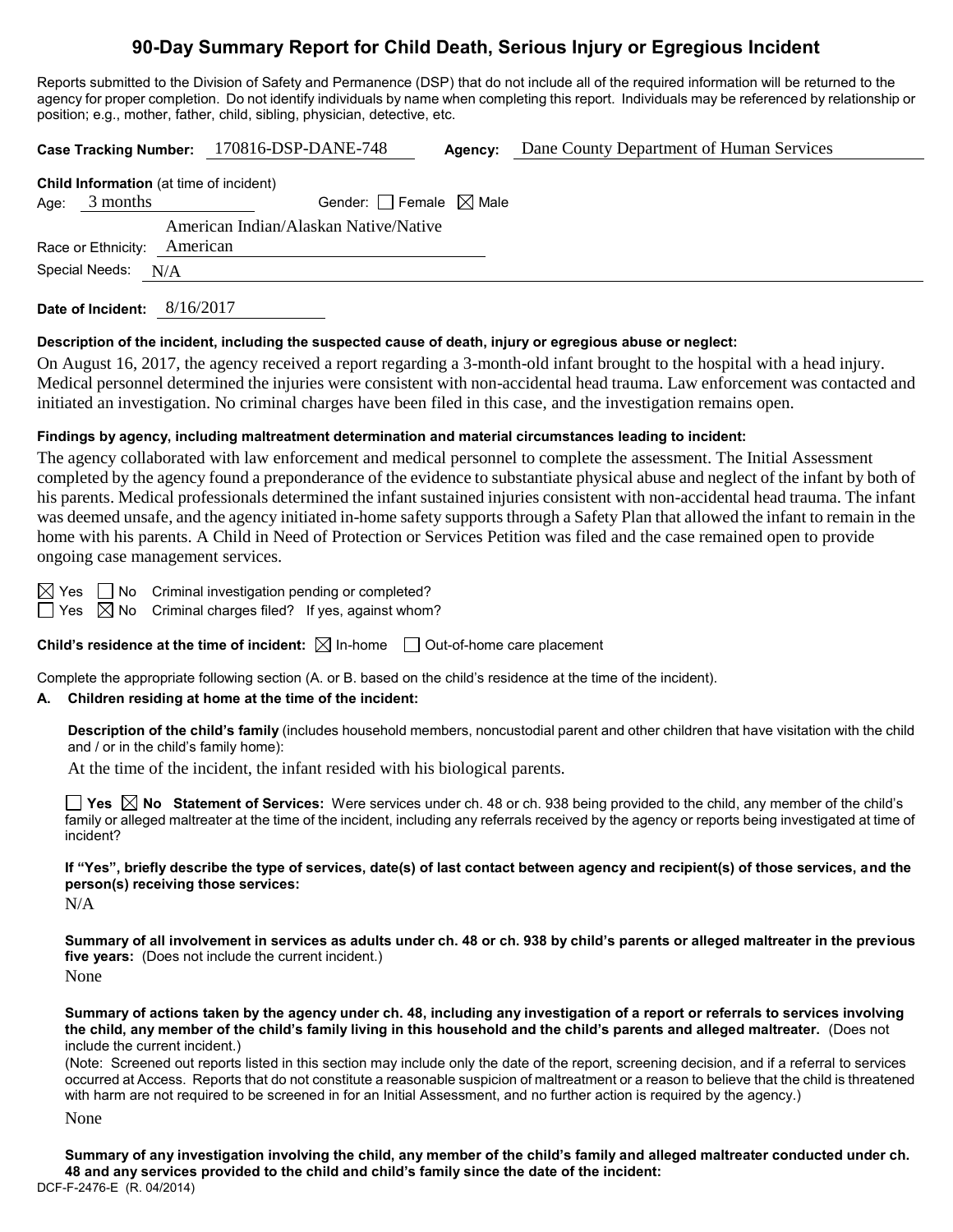# 90-Day Summary Report for Child Death, Serious Injury or Egregious Incident

Reports submitted to the Division of Safety and Permanence (DSP) that do not include all of the required information will be returned to the agency for proper completion. Do not identify individuals by name when completing this report. Individuals may be referenced by relationship or position; e.g., mother, father, child, sibling, physician, detective, etc.

**Case Tracking Number:** 170816-DSP-DANE-748 **Agency:** Dane County Department of Human Services

**Child Information** (at time of incident)

Age: 3 months Gender: ☐ Female ☒ Male

Race or Ethnicity: American Indian/Alaskan Native/Native American

Special Needs: N/A

**Date of Incident:** 8/16/2017

**Description of the incident, including the suspected cause of death, injury or egregious abuse or neglect:**

On August 16, 2017, the agency received a report regarding a 3-month-old infant brought to the hospital with a head injury. Medical personnel determined the injuries were consistent with non-accidental head trauma. Law enforcement was contacted and initiated an investigation. No criminal charges have been filed in this case, and the investigation remains open.

**Findings by agency, including maltreatment determination and material circumstances leading to incident:**

The agency collaborated with law enforcement and medical personnel to complete the assessment. The Initial Assessment completed by the agency found a preponderance of the evidence to substantiate physical abuse and neglect of the infant by both of his parents. Medical professionals determined the infant sustained injuries consistent with non-accidental head trauma. The infant was deemed unsafe, and the agency initiated in-home safety supports through a Safety Plan that allowed the infant to remain in the home with his parents. A Child in Need of Protection or Services Petition was filed and the case remained open to provide ongoing case management services.

☒ Yes ☐ No Criminal investigation pending or completed?

☐ Yes ☒ No Criminal charges filed? If yes, against whom?

**Child's residence at the time of incident:** ☒ In-home ☐ Out-of-home care placement

Complete the appropriate following section (A. or B. based on the child's residence at the time of the incident).

**A. Children residing at home at the time of the incident:**

**Description of the child's family** (includes household members, noncustodial parent and other children that have visitation with the child and / or in the child's family home):

At the time of the incident, the infant resided with his biological parents.

☐ **Yes** ☒ **No Statement of Services:** Were services under ch. 48 or ch. 938 being provided to the child, any member of the child's family or alleged maltreater at the time of the incident, including any referrals received by the agency or reports being investigated at time of incident?

**If "Yes", briefly describe the type of services, date(s) of last contact between agency and recipient(s) of those services, and the person(s) receiving those services:**

N/A

**Summary of all involvement in services as adults under ch. 48 or ch. 938 by child's parents or alleged maltreater in the previous five years:** (Does not include the current incident.)

None

**Summary of actions taken by the agency under ch. 48, including any investigation of a report or referrals to services involving the child, any member of the child's family living in this household and the child's parents and alleged maltreater.** (Does not include the current incident.)

(Note: Screened out reports listed in this section may include only the date of the report, screening decision, and if a referral to services occurred at Access. Reports that do not constitute a reasonable suspicion of maltreatment or a reason to believe that the child is threatened with harm are not required to be screened in for an Initial Assessment, and no further action is required by the agency.)

None

**Summary of any investigation involving the child, any member of the child's family and alleged maltreater conducted under ch. 48 and any services provided to the child and child's family since the date of the incident:**

DCF-F-2476-E (R. 04/2014)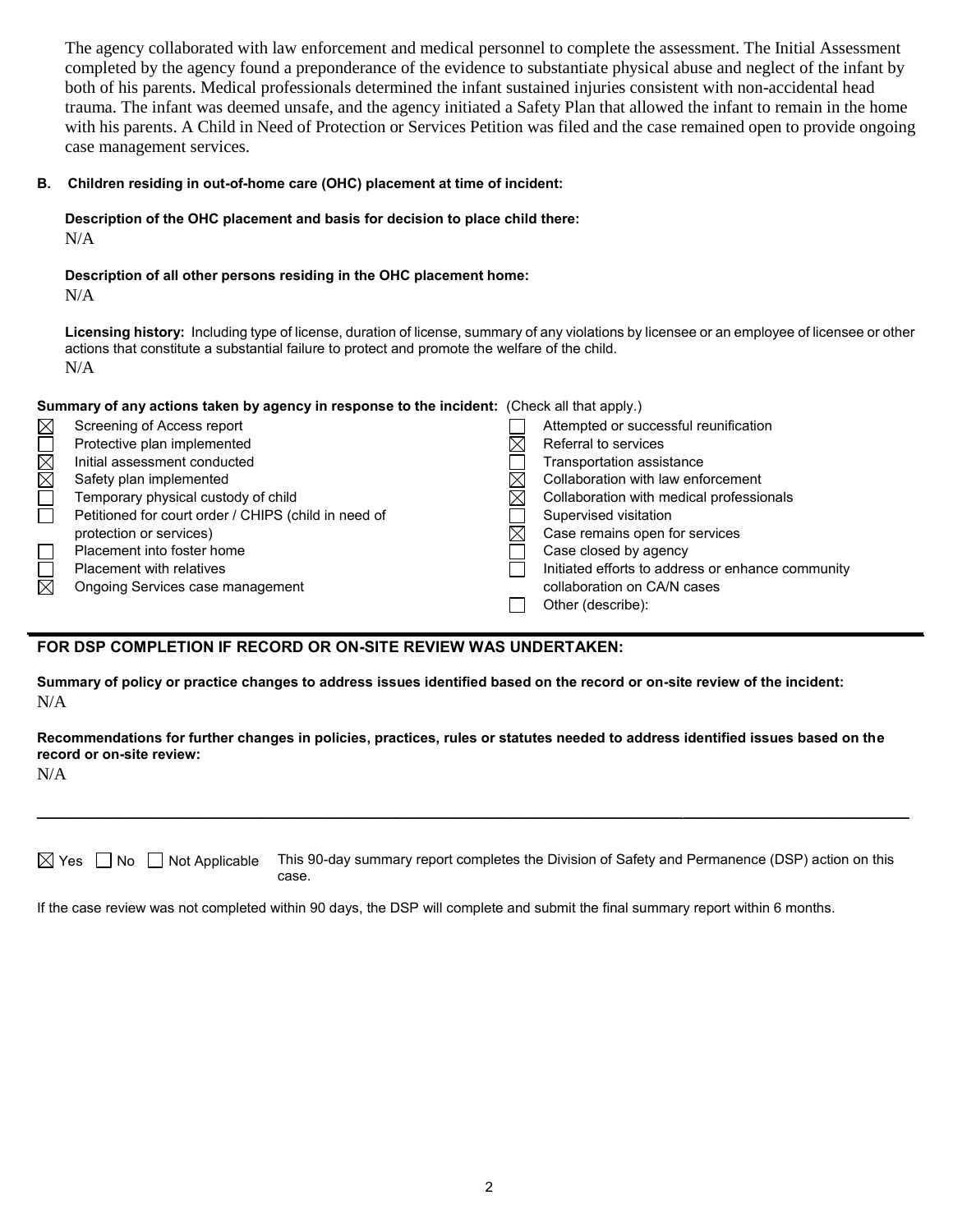The agency collaborated with law enforcement and medical personnel to complete the assessment. The Initial Assessment completed by the agency found a preponderance of the evidence to substantiate physical abuse and neglect of the infant by both of his parents. Medical professionals determined the infant sustained injuries consistent with non-accidental head trauma. The infant was deemed unsafe, and the agency initiated a Safety Plan that allowed the infant to remain in the home with his parents. A Child in Need of Protection or Services Petition was filed and the case remained open to provide ongoing case management services.

**B. Children residing in out-of-home care (OHC) placement at time of incident:**

**Description of the OHC placement and basis for decision to place child there:**
N/A

**Description of all other persons residing in the OHC placement home:**
N/A

**Licensing history:** Including type of license, duration of license, summary of any violations by licensee or an employee of licensee or other actions that constitute a substantial failure to protect and promote the welfare of the child.
N/A

**Summary of any actions taken by agency in response to the incident:** (Check all that apply.)

- ☒ Screening of Access report
- ☐ Protective plan implemented
- ☒ Initial assessment conducted
- ☒ Safety plan implemented
- ☐ Temporary physical custody of child
- ☐ Petitioned for court order / CHIPS (child in need of protection or services)
- ☐ Placement into foster home
- ☐ Placement with relatives
- ☒ Ongoing Services case management
- ☐ Attempted or successful reunification
- ☒ Referral to services
- ☐ Transportation assistance
- ☒ Collaboration with law enforcement
- ☒ Collaboration with medical professionals
- ☐ Supervised visitation
- ☒ Case remains open for services
- ☐ Case closed by agency
- ☐ Initiated efforts to address or enhance community collaboration on CA/N cases
- ☐ Other (describe):

## FOR DSP COMPLETION IF RECORD OR ON-SITE REVIEW WAS UNDERTAKEN:

**Summary of policy or practice changes to address issues identified based on the record or on-site review of the incident:**
N/A

**Recommendations for further changes in policies, practices, rules or statutes needed to address identified issues based on the record or on-site review:**
N/A

---

☒ Yes ☐ No ☐ Not Applicable This 90-day summary report completes the Division of Safety and Permanence (DSP) action on this case.

If the case review was not completed within 90 days, the DSP will complete and submit the final summary report within 6 months.